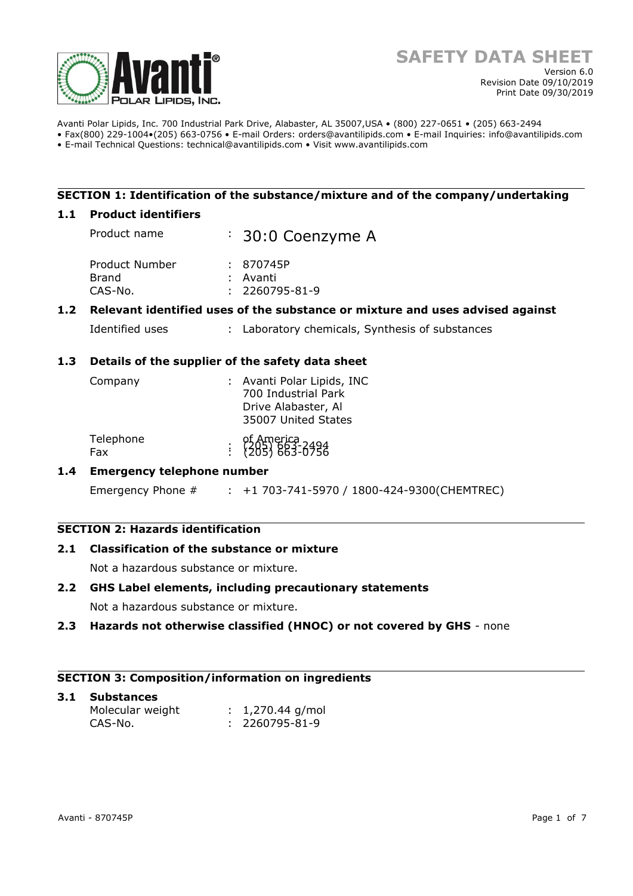# SAFETY DATA SHEET

Version 6.0
Revision Date 09/10/2019
Print Date 09/30/2019

Avanti Polar Lipids, Inc. 700 Industrial Park Drive, Alabaster, AL 35007,USA • (800) 227-0651 • (205) 663-2494
• Fax(800) 229-1004•(205) 663-0756 • E-mail Orders: orders@avantilipids.com • E-mail Inquiries: info@avantilipids.com
• E-mail Technical Questions: technical@avantilipids.com • Visit www.avantilipids.com

## SECTION 1: Identification of the substance/mixture and of the company/undertaking

### 1.1 Product identifiers

| | | |
|---|---|---|
| Product name | : | 30:0 Coenzyme A |
| Product Number | : | 870745P |
| Brand | : | Avanti |
| CAS-No. | : | 2260795-81-9 |

### 1.2 Relevant identified uses of the substance or mixture and uses advised against

| | | |
|---|---|---|
| Identified uses | : | Laboratory chemicals, Synthesis of substances |

### 1.3 Details of the supplier of the safety data sheet

| | | |
|---|---|---|
| Company | : | Avanti Polar Lipids, INC<br>700 Industrial Park<br>Drive Alabaster, Al<br>35007 United States<br>of America |
| Telephone | : | (205) 663-2494 |
| Fax | : | (205) 663-0756 |

### 1.4 Emergency telephone number

| | | |
|---|---|---|
| Emergency Phone # | : | +1 703-741-5970 / 1800-424-9300(CHEMTREC) |

## SECTION 2: Hazards identification

### 2.1 Classification of the substance or mixture

Not a hazardous substance or mixture.

### 2.2 GHS Label elements, including precautionary statements

Not a hazardous substance or mixture.

### 2.3 Hazards not otherwise classified (HNOC) or not covered by GHS - none

## SECTION 3: Composition/information on ingredients

### 3.1 Substances

| | | |
|---|---|---|
| Molecular weight | : | 1,270.44 g/mol |
| CAS-No. | : | 2260795-81-9 |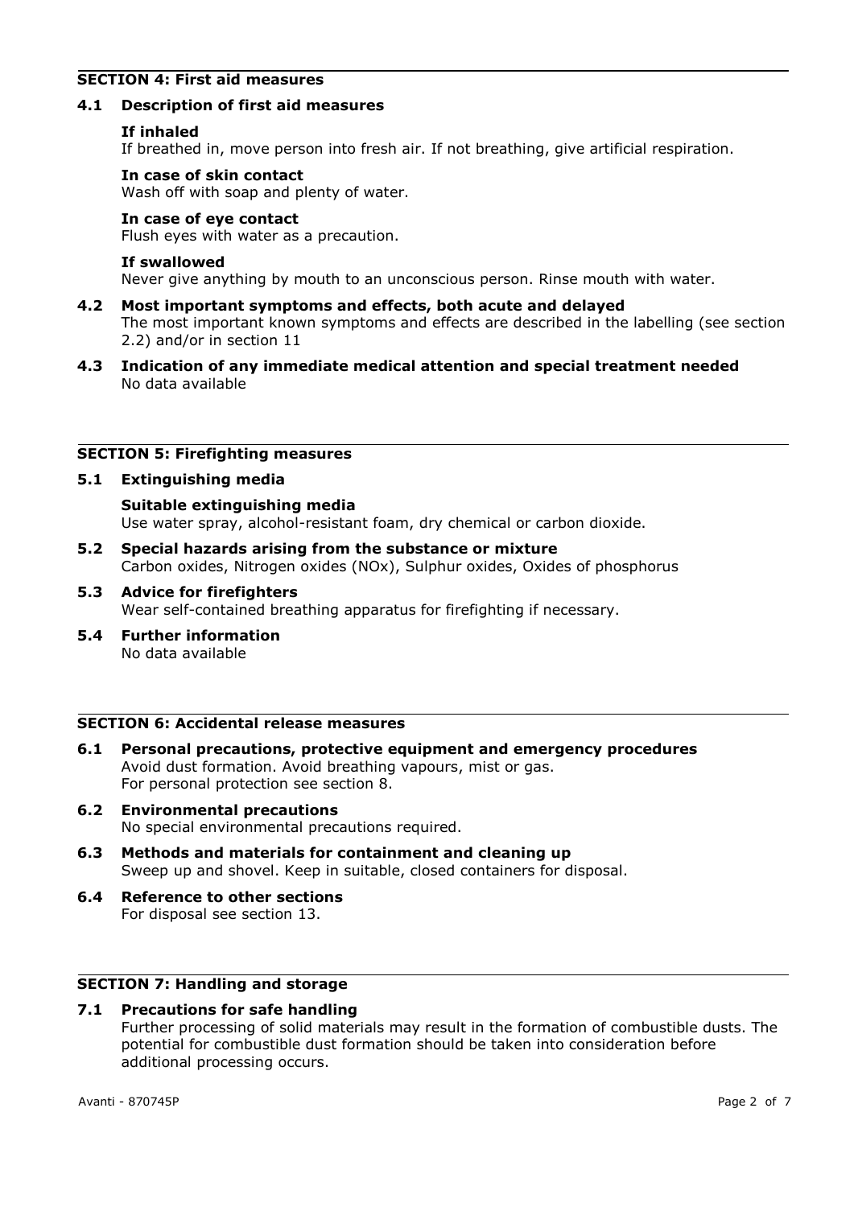## SECTION 4: First aid measures

### 4.1 Description of first aid measures

**If inhaled**
If breathed in, move person into fresh air. If not breathing, give artificial respiration.

**In case of skin contact**
Wash off with soap and plenty of water.

**In case of eye contact**
Flush eyes with water as a precaution.

**If swallowed**
Never give anything by mouth to an unconscious person. Rinse mouth with water.

### 4.2 Most important symptoms and effects, both acute and delayed

The most important known symptoms and effects are described in the labelling (see section 2.2) and/or in section 11

### 4.3 Indication of any immediate medical attention and special treatment needed

No data available

## SECTION 5: Firefighting measures

### 5.1 Extinguishing media

**Suitable extinguishing media**
Use water spray, alcohol-resistant foam, dry chemical or carbon dioxide.

### 5.2 Special hazards arising from the substance or mixture

Carbon oxides, Nitrogen oxides (NOx), Sulphur oxides, Oxides of phosphorus

### 5.3 Advice for firefighters

Wear self-contained breathing apparatus for firefighting if necessary.

### 5.4 Further information

No data available

## SECTION 6: Accidental release measures

### 6.1 Personal precautions, protective equipment and emergency procedures

Avoid dust formation. Avoid breathing vapours, mist or gas.
For personal protection see section 8.

### 6.2 Environmental precautions

No special environmental precautions required.

### 6.3 Methods and materials for containment and cleaning up

Sweep up and shovel. Keep in suitable, closed containers for disposal.

### 6.4 Reference to other sections

For disposal see section 13.

## SECTION 7: Handling and storage

### 7.1 Precautions for safe handling

Further processing of solid materials may result in the formation of combustible dusts. The potential for combustible dust formation should be taken into consideration before additional processing occurs.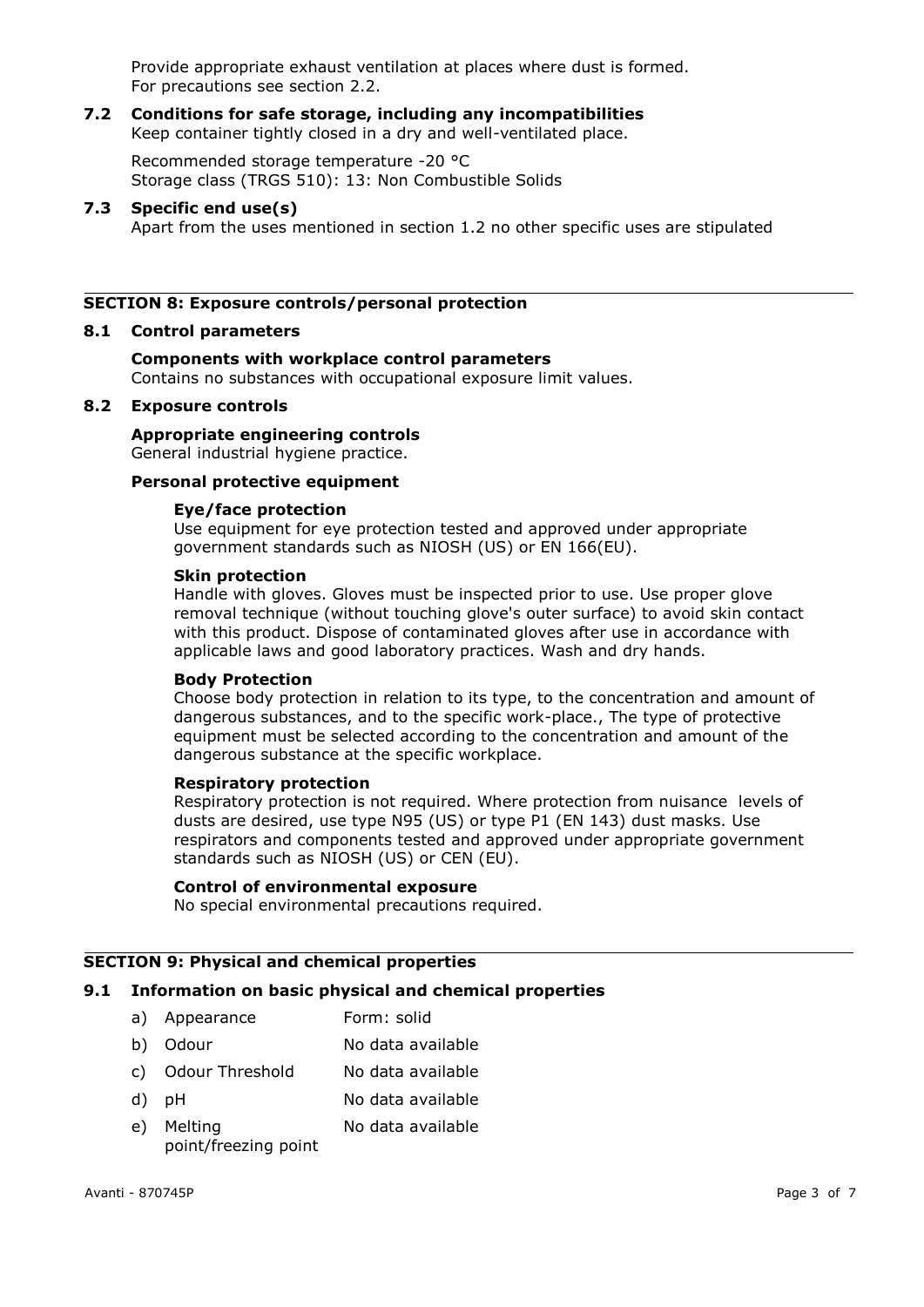Provide appropriate exhaust ventilation at places where dust is formed.
For precautions see section 2.2.

### 7.2 Conditions for safe storage, including any incompatibilities

Keep container tightly closed in a dry and well-ventilated place.

Recommended storage temperature -20 °C
Storage class (TRGS 510): 13: Non Combustible Solids

### 7.3 Specific end use(s)

Apart from the uses mentioned in section 1.2 no other specific uses are stipulated

## SECTION 8: Exposure controls/personal protection

### 8.1 Control parameters

**Components with workplace control parameters**
Contains no substances with occupational exposure limit values.

### 8.2 Exposure controls

**Appropriate engineering controls**
General industrial hygiene practice.

**Personal protective equipment**

**Eye/face protection**
Use equipment for eye protection tested and approved under appropriate government standards such as NIOSH (US) or EN 166(EU).

**Skin protection**
Handle with gloves. Gloves must be inspected prior to use. Use proper glove removal technique (without touching glove's outer surface) to avoid skin contact with this product. Dispose of contaminated gloves after use in accordance with applicable laws and good laboratory practices. Wash and dry hands.

**Body Protection**
Choose body protection in relation to its type, to the concentration and amount of dangerous substances, and to the specific work-place., The type of protective equipment must be selected according to the concentration and amount of the dangerous substance at the specific workplace.

**Respiratory protection**
Respiratory protection is not required. Where protection from nuisance levels of dusts are desired, use type N95 (US) or type P1 (EN 143) dust masks. Use respirators and components tested and approved under appropriate government standards such as NIOSH (US) or CEN (EU).

**Control of environmental exposure**
No special environmental precautions required.

## SECTION 9: Physical and chemical properties

### 9.1 Information on basic physical and chemical properties

| | | |
|---|---|---|
| a) | Appearance | Form: solid |
| b) | Odour | No data available |
| c) | Odour Threshold | No data available |
| d) | pH | No data available |
| e) | Melting point/freezing point | No data available |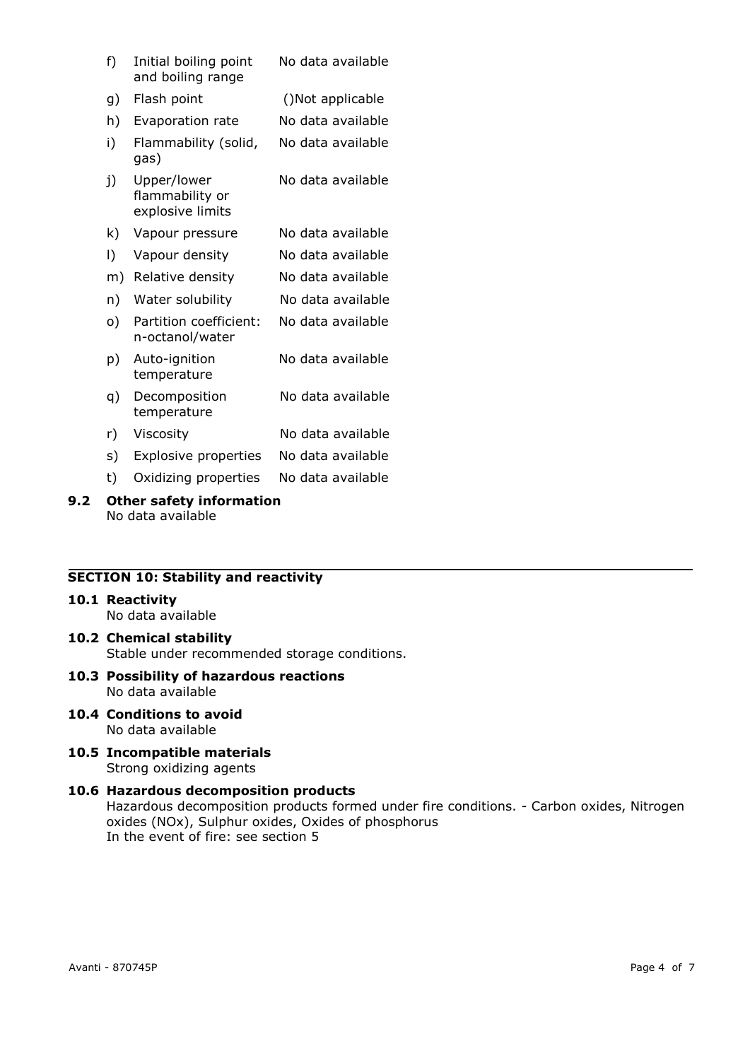f) Initial boiling point and boiling range — No data available

g) Flash point — ()Not applicable

h) Evaporation rate — No data available

i) Flammability (solid, gas) — No data available

j) Upper/lower flammability or explosive limits — No data available

k) Vapour pressure — No data available

l) Vapour density — No data available

m) Relative density — No data available

n) Water solubility — No data available

o) Partition coefficient: n-octanol/water — No data available

p) Auto-ignition temperature — No data available

q) Decomposition temperature — No data available

r) Viscosity — No data available

s) Explosive properties — No data available

t) Oxidizing properties — No data available

**9.2 Other safety information**

No data available

## SECTION 10: Stability and reactivity

**10.1 Reactivity**

No data available

**10.2 Chemical stability**

Stable under recommended storage conditions.

**10.3 Possibility of hazardous reactions**

No data available

**10.4 Conditions to avoid**

No data available

**10.5 Incompatible materials**

Strong oxidizing agents

**10.6 Hazardous decomposition products**

Hazardous decomposition products formed under fire conditions. - Carbon oxides, Nitrogen oxides (NOx), Sulphur oxides, Oxides of phosphorus

In the event of fire: see section 5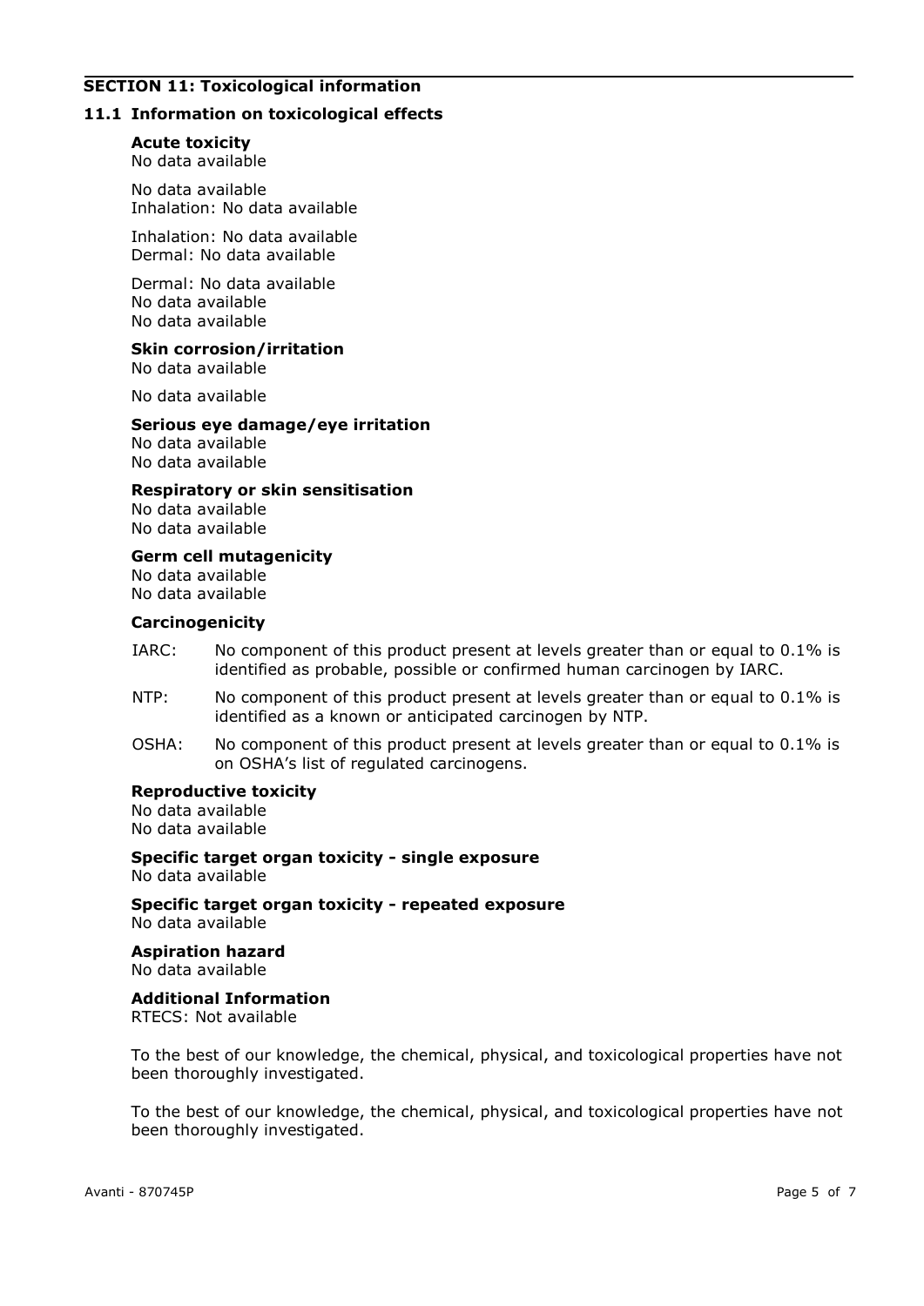## SECTION 11: Toxicological information

### 11.1 Information on toxicological effects

**Acute toxicity**
No data available

No data available
Inhalation: No data available

Inhalation: No data available
Dermal: No data available

Dermal: No data available
No data available
No data available

**Skin corrosion/irritation**
No data available

No data available

**Serious eye damage/eye irritation**
No data available
No data available

**Respiratory or skin sensitisation**
No data available
No data available

**Germ cell mutagenicity**
No data available
No data available

**Carcinogenicity**

IARC: No component of this product present at levels greater than or equal to 0.1% is identified as probable, possible or confirmed human carcinogen by IARC.

NTP: No component of this product present at levels greater than or equal to 0.1% is identified as a known or anticipated carcinogen by NTP.

OSHA: No component of this product present at levels greater than or equal to 0.1% is on OSHA's list of regulated carcinogens.

**Reproductive toxicity**
No data available
No data available

**Specific target organ toxicity - single exposure**
No data available

**Specific target organ toxicity - repeated exposure**
No data available

**Aspiration hazard**
No data available

**Additional Information**
RTECS: Not available

To the best of our knowledge, the chemical, physical, and toxicological properties have not been thoroughly investigated.

To the best of our knowledge, the chemical, physical, and toxicological properties have not been thoroughly investigated.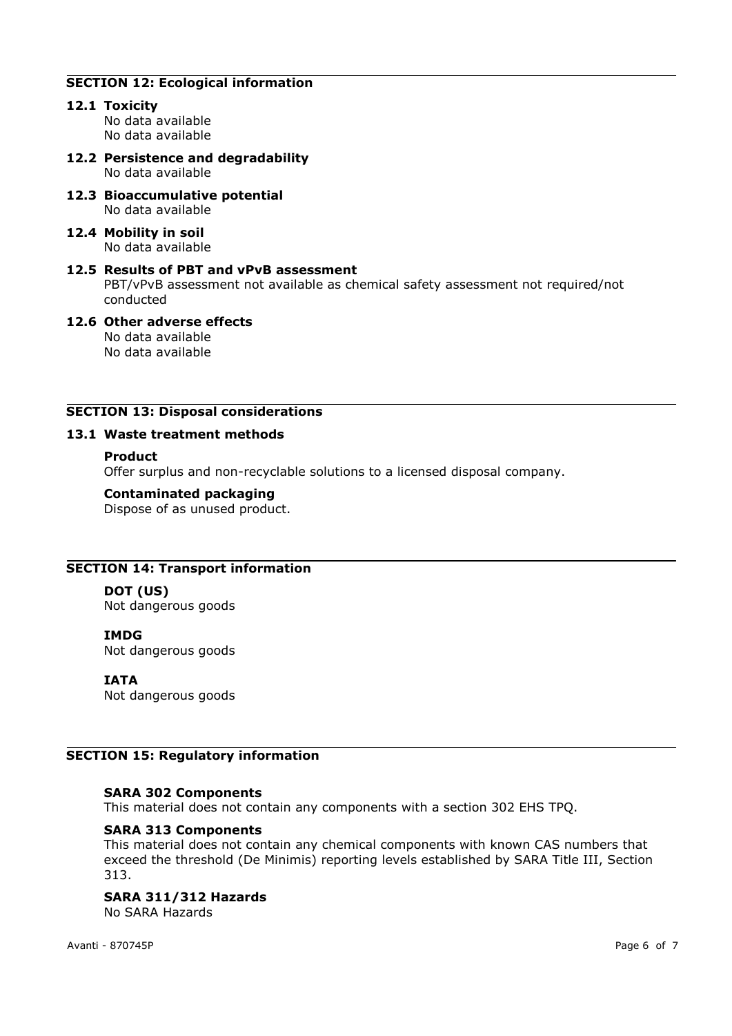## SECTION 12: Ecological information

### 12.1 Toxicity

No data available
No data available

### 12.2 Persistence and degradability

No data available

### 12.3 Bioaccumulative potential

No data available

### 12.4 Mobility in soil

No data available

### 12.5 Results of PBT and vPvB assessment

PBT/vPvB assessment not available as chemical safety assessment not required/not conducted

### 12.6 Other adverse effects

No data available
No data available

## SECTION 13: Disposal considerations

### 13.1 Waste treatment methods

**Product**

Offer surplus and non-recyclable solutions to a licensed disposal company.

**Contaminated packaging**

Dispose of as unused product.

## SECTION 14: Transport information

**DOT (US)**

Not dangerous goods

**IMDG**

Not dangerous goods

**IATA**

Not dangerous goods

## SECTION 15: Regulatory information

**SARA 302 Components**

This material does not contain any components with a section 302 EHS TPQ.

**SARA 313 Components**

This material does not contain any chemical components with known CAS numbers that exceed the threshold (De Minimis) reporting levels established by SARA Title III, Section 313.

**SARA 311/312 Hazards**

No SARA Hazards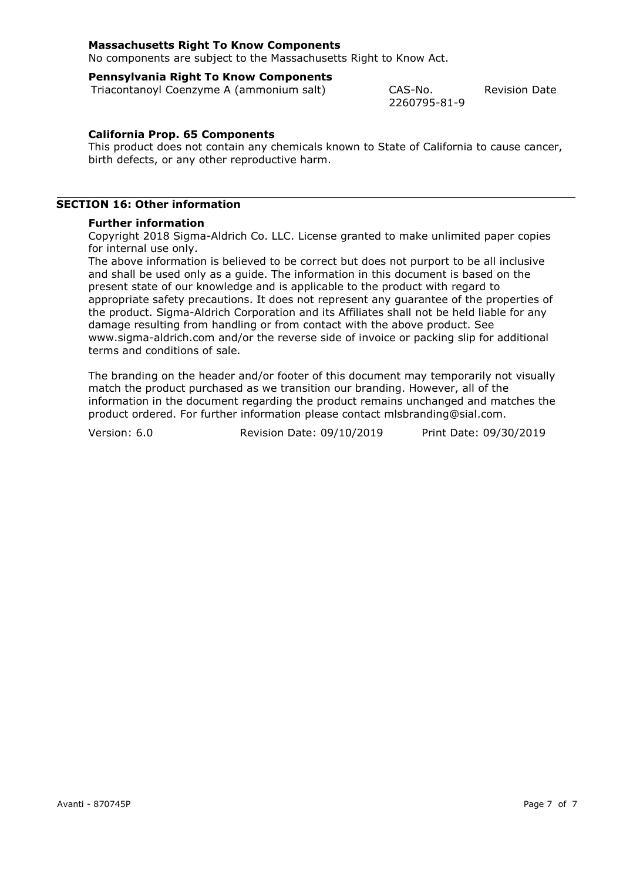**Massachusetts Right To Know Components**

No components are subject to the Massachusetts Right to Know Act.

**Pennsylvania Right To Know Components**

| | | |
|---|---|---|
| Triacontanoyl Coenzyme A (ammonium salt) | CAS-No. 2260795-81-9 | Revision Date |

**California Prop. 65 Components**

This product does not contain any chemicals known to State of California to cause cancer, birth defects, or any other reproductive harm.

## SECTION 16: Other information

**Further information**

Copyright 2018 Sigma-Aldrich Co. LLC. License granted to make unlimited paper copies for internal use only.

The above information is believed to be correct but does not purport to be all inclusive and shall be used only as a guide. The information in this document is based on the present state of our knowledge and is applicable to the product with regard to appropriate safety precautions. It does not represent any guarantee of the properties of the product. Sigma-Aldrich Corporation and its Affiliates shall not be held liable for any damage resulting from handling or from contact with the above product. See www.sigma-aldrich.com and/or the reverse side of invoice or packing slip for additional terms and conditions of sale.

The branding on the header and/or footer of this document may temporarily not visually match the product purchased as we transition our branding. However, all of the information in the document regarding the product remains unchanged and matches the product ordered. For further information please contact mlsbranding@sial.com.

Version: 6.0 Revision Date: 09/10/2019 Print Date: 09/30/2019